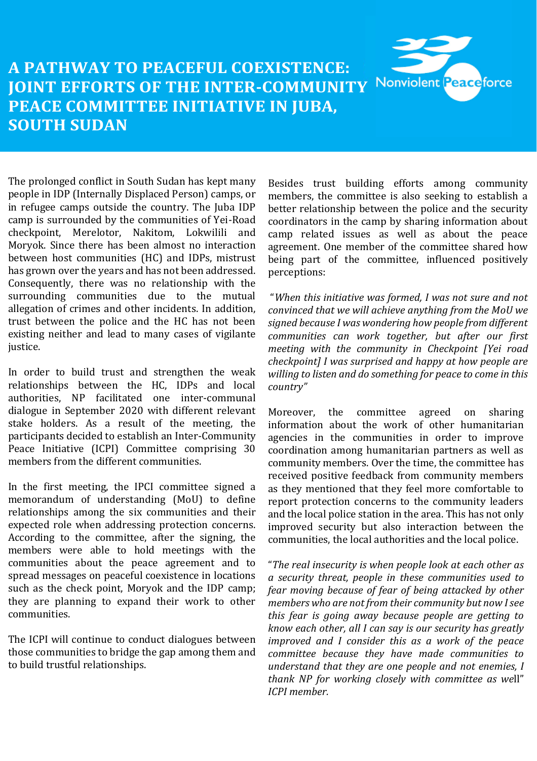# A PATHWAY TO PEACEFUL COEXISTENCE: JOINT EFFORTS OF THE INTER-COMMUNITY PEACE COMMITTEE INITIATIVE IN JUBA, SOUTH SUDAN

Nonviolent Peaceforce

The prolonged conflict in South Sudan has kept many people in IDP (Internally Displaced Person) camps, or in refugee camps outside the country. The Juba IDP camp is surrounded by the communities of Yei-Road checkpoint, Merelotor, Nakitom, Lokwilili and Moryok. Since there has been almost no interaction between host communities (HC) and IDPs, mistrust has grown over the years and has not been addressed. Consequently, there was no relationship with the surrounding communities due to the mutual allegation of crimes and other incidents. In addition, trust between the police and the HC has not been existing neither and lead to many cases of vigilante justice.

In order to build trust and strengthen the weak relationships between the HC, IDPs and local authorities, NP facilitated one inter-communal dialogue in September 2020 with different relevant stake holders. As a result of the meeting, the participants decided to establish an Inter-Community Peace Initiative (ICPI) Committee comprising 30 members from the different communities.

In the first meeting, the IPCI committee signed a memorandum of understanding (MoU) to define relationships among the six communities and their expected role when addressing protection concerns. According to the committee, after the signing, the members were able to hold meetings with the communities about the peace agreement and to spread messages on peaceful coexistence in locations such as the check point, Moryok and the IDP camp; they are planning to expand their work to other communities.

The ICPI will continue to conduct dialogues between those communities to bridge the gap among them and to build trustful relationships.

Besides trust building efforts among community members, the committee is also seeking to establish a better relationship between the police and the security coordinators in the camp by sharing information about camp related issues as well as about the peace agreement. One member of the committee shared how being part of the committee, influenced positively perceptions:

*"When this initiative was formed, I was not sure and not convinced that we will achieve anything from the MoU we signed because I was wondering how people from different communities can work together, but after our first meeting with the community in Checkpoint [Yei road checkpoint] I was surprised and happy at how people are willing to listen and do something for peace to come in this country"*

Moreover, the committee agreed on sharing information about the work of other humanitarian agencies in the communities in order to improve coordination among humanitarian partners as well as community members. Over the time, the committee has received positive feedback from community members as they mentioned that they feel more comfortable to report protection concerns to the community leaders and the local police station in the area. This has not only improved security but also interaction between the communities, the local authorities and the local police.

"*The real insecurity is when people look at each other as a security threat, people in these communities used to fear moving because of fear of being attacked by other members who are not from their community but now I see this fear is going away because people are getting to know each other, all I can say is our security has greatly improved and I consider this as a work of the peace committee because they have made communities to understand that they are one people and not enemies, I thank NP for working closely with committee as well*" *ICPI member.*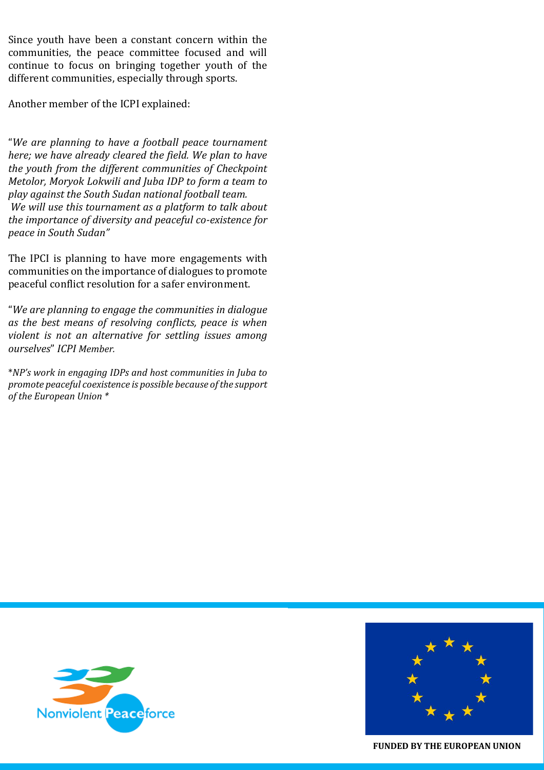Since youth have been a constant concern within the communities, the peace committee focused and will continue to focus on bringing together youth of the different communities, especially through sports.

Another member of the ICPI explained:

"*We are planning to have a football peace tournament here; we have already cleared the field. We plan to have the youth from the different communities of Checkpoint Metolor, Moryok Lokwili and Juba IDP to form a team to play against the South Sudan national football team. We will use this tournament as a platform to talk about the importance of diversity and peaceful co-existence for peace in South Sudan"*

The IPCI is planning to have more engagements with communities on the importance of dialogues to promote peaceful conflict resolution for a safer environment.

"*We are planning to engage the communities in dialogue as the best means of resolving conflicts, peace is when violent is not an alternative for settling issues among ourselves*" *ICPI Member.*

*\*NP's work in engaging IDPs and host communities in Juba to promote peaceful coexistence is possible because of the support of the European Union \**

Nonviolent Peaceforce

**FUNDED BY THE EUROPEAN UNION**